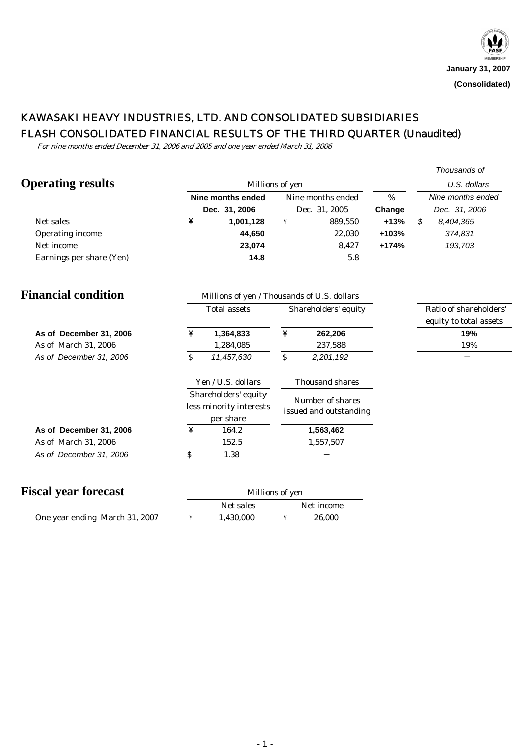January 31, 2007

(Consolidated)

# KAWASAKI HEAVY INDUSTRIES, LTD. AND CONSOLIDATED SUBSIDIARIES
# FLASH CONSOLIDATED FINANCIAL RESULTS OF THE THIRD QUARTER (Unaudited)

*For nine months ended December 31, 2006 and 2005 and one year ended March 31, 2006*

## Operating results

| | Millions of yen | | | Thousands of U.S. dollars |
|---|---|---|---|---|
| | **Nine months ended Dec. 31, 2006** | Nine months ended Dec. 31, 2005 | **% Change** | *Nine months ended Dec. 31, 2006* |
| Net sales | **¥ 1,001,128** | ¥ 889,550 | **+13%** | *$ 8,404,365* |
| Operating income | **44,650** | 22,030 | **+103%** | *374,831* |
| Net income | **23,074** | 8,427 | **+174%** | *193,703* |
| Earnings per share (Yen) | **14.8** | 5.8 | | |

## Financial condition

| | Millions of yen / Thousands of U.S. dollars | | |
|---|---|---|---|
| | Total assets | Shareholders' equity | Ratio of shareholders' equity to total assets |
| **As of December 31, 2006** | **¥ 1,364,833** | **¥ 262,206** | **19%** |
| As of March 31, 2006 | 1,284,085 | 237,588 | 19% |
| *As of December 31, 2006* | *$ 11,457,630* | *$ 2,201,192* | — |

| | Yen / U.S. dollars | Thousand shares |
|---|---|---|
| | Shareholders' equity less minority interests per share | Number of shares issued and outstanding |
| **As of December 31, 2006** | ¥ 164.2 | **1,563,462** |
| As of March 31, 2006 | 152.5 | 1,557,507 |
| *As of December 31, 2006* | $ 1.38 | — |

## Fiscal year forecast

| | Millions of yen | |
|---|---|---|
| | Net sales | Net income |
| One year ending March 31, 2007 | ¥ 1,430,000 | ¥ 26,000 |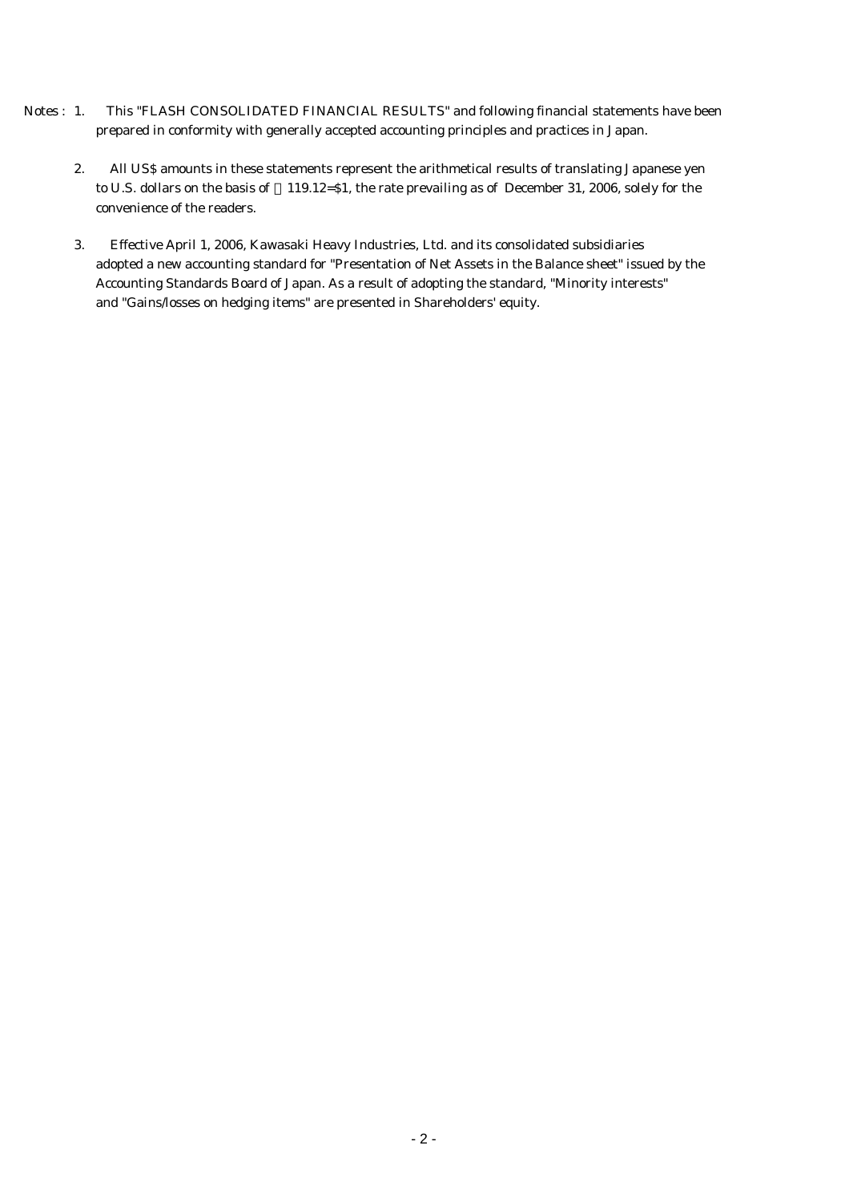Notes : 1. This "FLASH CONSOLIDATED FINANCIAL RESULTS" and following financial statements have been prepared in conformity with generally accepted accounting principles and practices in Japan.

2. All US$ amounts in these statements represent the arithmetical results of translating Japanese yen to U.S. dollars on the basis of ￥119.12=$1, the rate prevailing as of December 31, 2006, solely for the convenience of the readers.

3. Effective April 1, 2006, Kawasaki Heavy Industries, Ltd. and its consolidated subsidiaries adopted a new accounting standard for "Presentation of Net Assets in the Balance sheet" issued by the Accounting Standards Board of Japan. As a result of adopting the standard, "Minority interests" and "Gains/losses on hedging items" are presented in Shareholders' equity.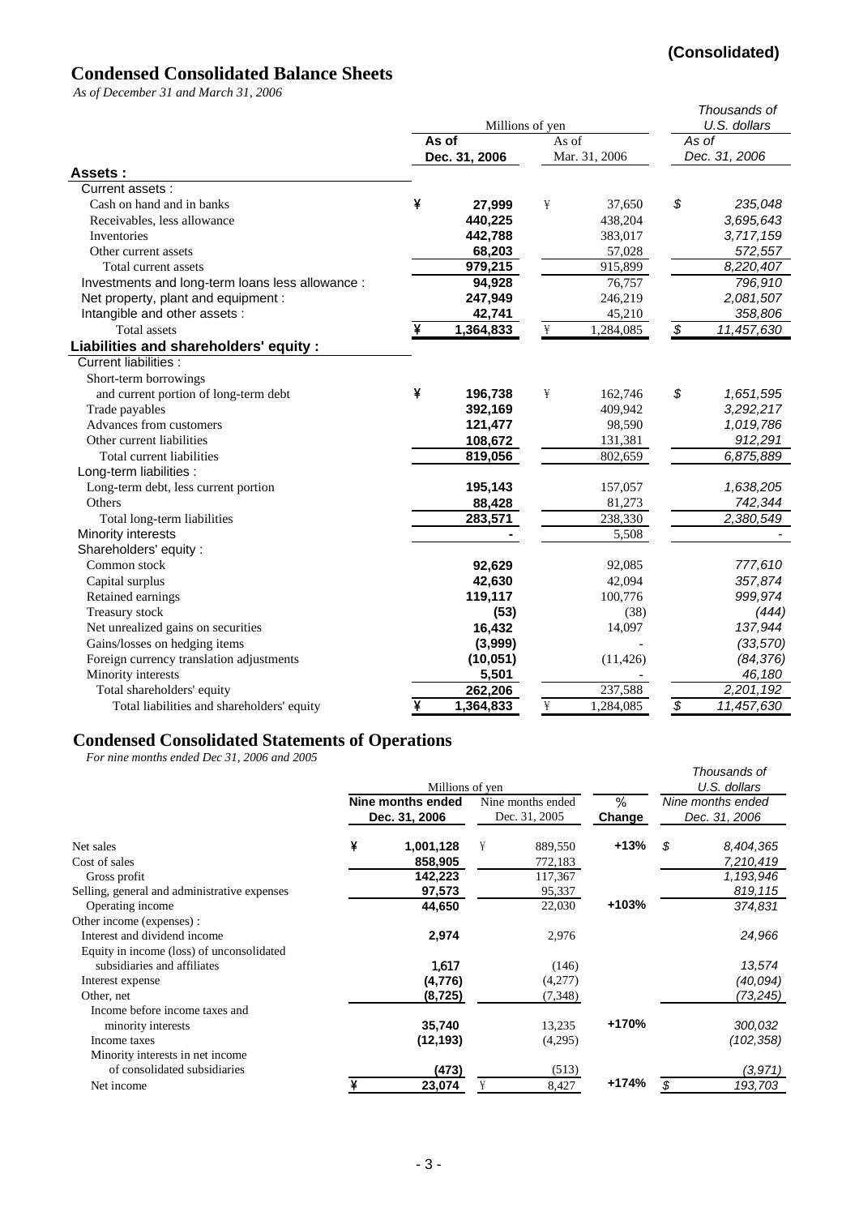**(Consolidated)**

# Condensed Consolidated Balance Sheets

*As of December 31 and March 31, 2006*

| | Millions of yen | | Thousands of U.S. dollars |
|---|---|---|---|
| | **As of Dec. 31, 2006** | As of Mar. 31, 2006 | *As of Dec. 31, 2006* |
| **Assets :** | | | |
| Current assets : | | | |
| Cash on hand and in banks | ¥ **27,999** | ¥ 37,650 | *$ 235,048* |
| Receivables, less allowance | **440,225** | 438,204 | *3,695,643* |
| Inventories | **442,788** | 383,017 | *3,717,159* |
| Other current assets | **68,203** | 57,028 | *572,557* |
| Total current assets | **979,215** | 915,899 | *8,220,407* |
| Investments and long-term loans less allowance : | **94,928** | 76,757 | *796,910* |
| Net property, plant and equipment : | **247,949** | 246,219 | *2,081,507* |
| Intangible and other assets : | **42,741** | 45,210 | *358,806* |
| Total assets | ¥ **1,364,833** | ¥ 1,284,085 | *$ 11,457,630* |
| **Liabilities and shareholders' equity :** | | | |
| Current liabilities : | | | |
| Short-term borrowings and current portion of long-term debt | ¥ **196,738** | ¥ 162,746 | *$ 1,651,595* |
| Trade payables | **392,169** | 409,942 | *3,292,217* |
| Advances from customers | **121,477** | 98,590 | *1,019,786* |
| Other current liabilities | **108,672** | 131,381 | *912,291* |
| Total current liabilities | **819,056** | 802,659 | *6,875,889* |
| Long-term liabilities : | | | |
| Long-term debt, less current portion | **195,143** | 157,057 | *1,638,205* |
| Others | **88,428** | 81,273 | *742,344* |
| Total long-term liabilities | **283,571** | 238,330 | *2,380,549* |
| Minority interests | **-** | 5,508 | *-* |
| Shareholders' equity : | | | |
| Common stock | **92,629** | 92,085 | *777,610* |
| Capital surplus | **42,630** | 42,094 | *357,874* |
| Retained earnings | **119,117** | 100,776 | *999,974* |
| Treasury stock | **(53)** | (38) | *(444)* |
| Net unrealized gains on securities | **16,432** | 14,097 | *137,944* |
| Gains/losses on hedging items | **(3,999)** | - | *(33,570)* |
| Foreign currency translation adjustments | **(10,051)** | (11,426) | *(84,376)* |
| Minority interests | **5,501** | - | *46,180* |
| Total shareholders' equity | **262,206** | 237,588 | *2,201,192* |
| Total liabilities and shareholders' equity | ¥ **1,364,833** | ¥ 1,284,085 | *$ 11,457,630* |

# Condensed Consolidated Statements of Operations

*For nine months ended Dec 31, 2006 and 2005*

| | Millions of yen | | | Thousands of U.S. dollars |
|---|---|---|---|---|
| | **Nine months ended Dec. 31, 2006** | Nine months ended Dec. 31, 2005 | **% Change** | *Nine months ended Dec. 31, 2006* |
| Net sales | ¥ **1,001,128** | ¥ 889,550 | **+13%** | *$ 8,404,365* |
| Cost of sales | **858,905** | 772,183 | | *7,210,419* |
| Gross profit | **142,223** | 117,367 | | *1,193,946* |
| Selling, general and administrative expenses | **97,573** | 95,337 | | *819,115* |
| Operating income | **44,650** | 22,030 | **+103%** | *374,831* |
| Other income (expenses) : | | | | |
| Interest and dividend income | **2,974** | 2,976 | | *24,966* |
| Equity in income (loss) of unconsolidated subsidiaries and affiliates | **1,617** | (146) | | *13,574* |
| Interest expense | **(4,776)** | (4,277) | | *(40,094)* |
| Other, net | **(8,725)** | (7,348) | | *(73,245)* |
| Income before income taxes and minority interests | **35,740** | 13,235 | **+170%** | *300,032* |
| Income taxes | **(12,193)** | (4,295) | | *(102,358)* |
| Minority interests in net income of consolidated subsidiaries | **(473)** | (513) | | *(3,971)* |
| Net income | ¥ **23,074** | ¥ 8,427 | **+174%** | *$ 193,703* |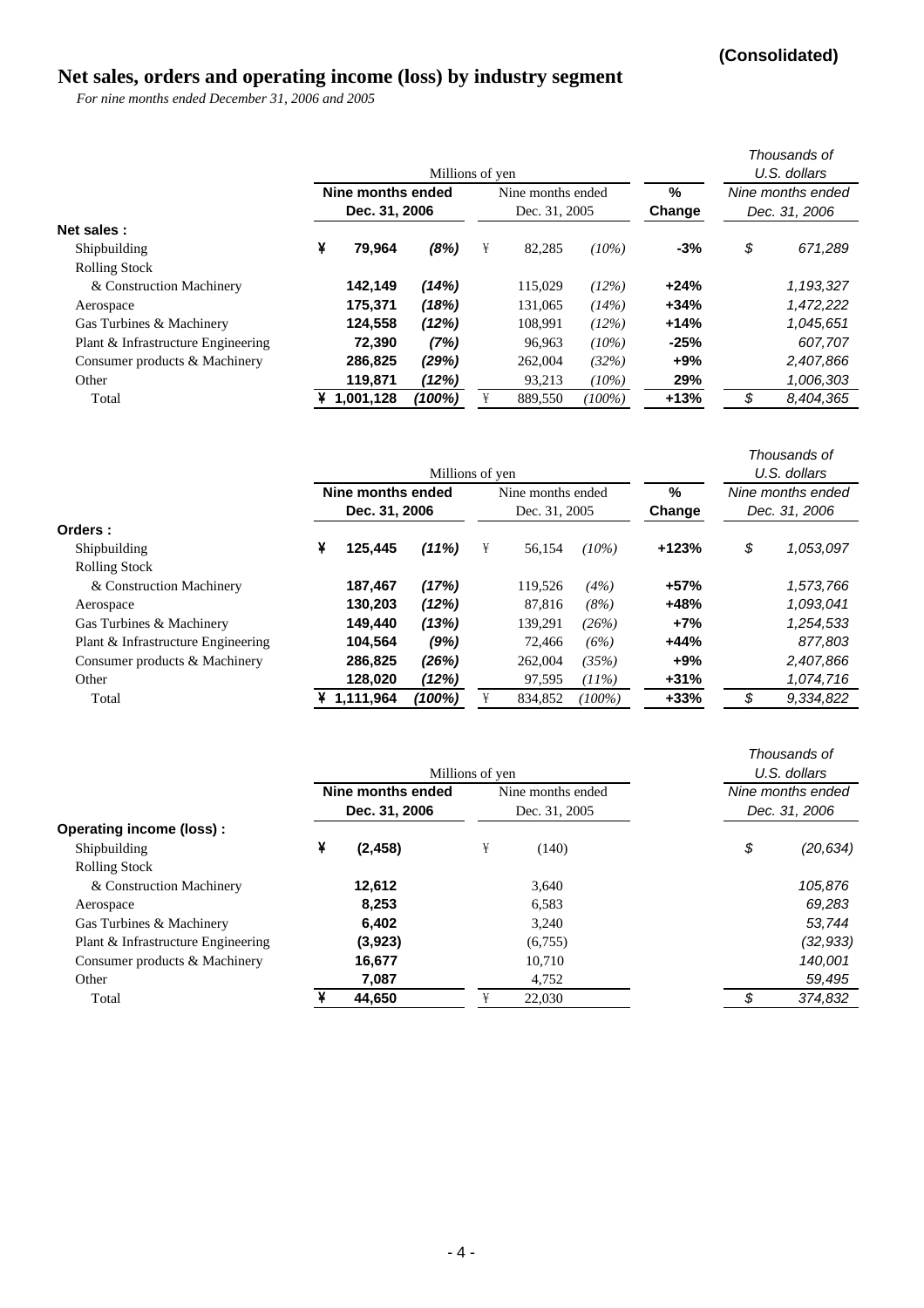**(Consolidated)**

# Net sales, orders and operating income (loss) by industry segment

*For nine months ended December 31, 2006 and 2005*

| | Millions of yen | | | | % | Thousands of U.S. dollars |
|---|---|---|---|---|---|---|
| | **Nine months ended Dec. 31, 2006** | | Nine months ended Dec. 31, 2005 | | **Change** | *Nine months ended Dec. 31, 2006* |
| **Net sales :** | | | | | | |
| Shipbuilding | **¥ 79,964** | ***(8%)*** | ¥ 82,285 | *(10%)* | **-3%** | *$ 671,289* |
| Rolling Stock & Construction Machinery | **142,149** | ***(14%)*** | 115,029 | *(12%)* | **+24%** | *1,193,327* |
| Aerospace | **175,371** | ***(18%)*** | 131,065 | *(14%)* | **+34%** | *1,472,222* |
| Gas Turbines & Machinery | **124,558** | ***(12%)*** | 108,991 | *(12%)* | **+14%** | *1,045,651* |
| Plant & Infrastructure Engineering | **72,390** | ***(7%)*** | 96,963 | *(10%)* | **-25%** | *607,707* |
| Consumer products & Machinery | **286,825** | ***(29%)*** | 262,004 | *(32%)* | **+9%** | *2,407,866* |
| Other | **119,871** | ***(12%)*** | 93,213 | *(10%)* | **29%** | *1,006,303* |
| Total | **¥ 1,001,128** | ***(100%)*** | ¥ 889,550 | *(100%)* | **+13%** | *$ 8,404,365* |

| | Millions of yen | | | | % | Thousands of U.S. dollars |
|---|---|---|---|---|---|---|
| | **Nine months ended Dec. 31, 2006** | | Nine months ended Dec. 31, 2005 | | **Change** | *Nine months ended Dec. 31, 2006* |
| **Orders :** | | | | | | |
| Shipbuilding | **¥ 125,445** | ***(11%)*** | ¥ 56,154 | *(10%)* | **+123%** | *$ 1,053,097* |
| Rolling Stock & Construction Machinery | **187,467** | ***(17%)*** | 119,526 | *(4%)* | **+57%** | *1,573,766* |
| Aerospace | **130,203** | ***(12%)*** | 87,816 | *(8%)* | **+48%** | *1,093,041* |
| Gas Turbines & Machinery | **149,440** | ***(13%)*** | 139,291 | *(26%)* | **+7%** | *1,254,533* |
| Plant & Infrastructure Engineering | **104,564** | ***(9%)*** | 72,466 | *(6%)* | **+44%** | *877,803* |
| Consumer products & Machinery | **286,825** | ***(26%)*** | 262,004 | *(35%)* | **+9%** | *2,407,866* |
| Other | **128,020** | ***(12%)*** | 97,595 | *(11%)* | **+31%** | *1,074,716* |
| Total | **¥ 1,111,964** | ***(100%)*** | ¥ 834,852 | *(100%)* | **+33%** | *$ 9,334,822* |

| | Millions of yen | | Thousands of U.S. dollars |
|---|---|---|---|
| | **Nine months ended Dec. 31, 2006** | Nine months ended Dec. 31, 2005 | *Nine months ended Dec. 31, 2006* |
| **Operating income (loss) :** | | | |
| Shipbuilding | **¥ (2,458)** | ¥ (140) | *$ (20,634)* |
| Rolling Stock & Construction Machinery | **12,612** | 3,640 | *105,876* |
| Aerospace | **8,253** | 6,583 | *69,283* |
| Gas Turbines & Machinery | **6,402** | 3,240 | *53,744* |
| Plant & Infrastructure Engineering | **(3,923)** | (6,755) | *(32,933)* |
| Consumer products & Machinery | **16,677** | 10,710 | *140,001* |
| Other | **7,087** | 4,752 | *59,495* |
| Total | **¥ 44,650** | ¥ 22,030 | *$ 374,832* |